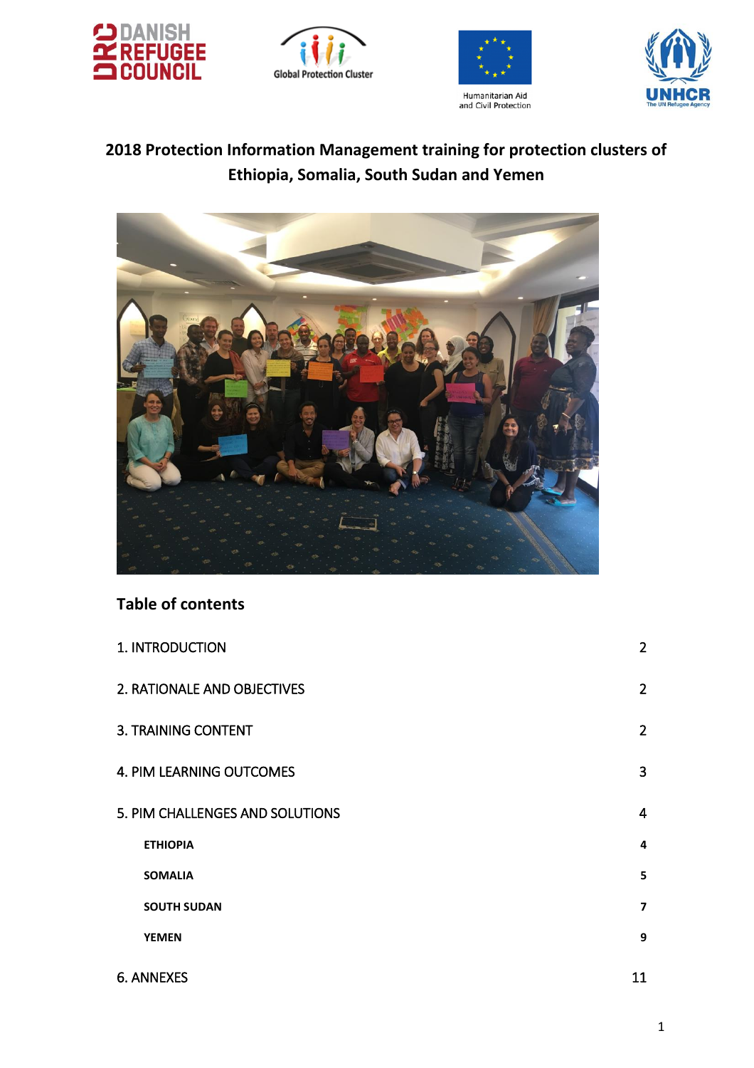# 2018 Protection Information Management training for protection clusters of Ethiopia, Somalia, South Sudan and Yemen

## Table of contents

| | |
|---|---|
| 1. INTRODUCTION | 2 |
| 2. RATIONALE AND OBJECTIVES | 2 |
| 3. TRAINING CONTENT | 2 |
| 4. PIM LEARNING OUTCOMES | 3 |
| 5. PIM CHALLENGES AND SOLUTIONS | 4 |
| **ETHIOPIA** | 4 |
| **SOMALIA** | 5 |
| **SOUTH SUDAN** | 7 |
| **YEMEN** | 9 |
| 6. ANNEXES | 11 |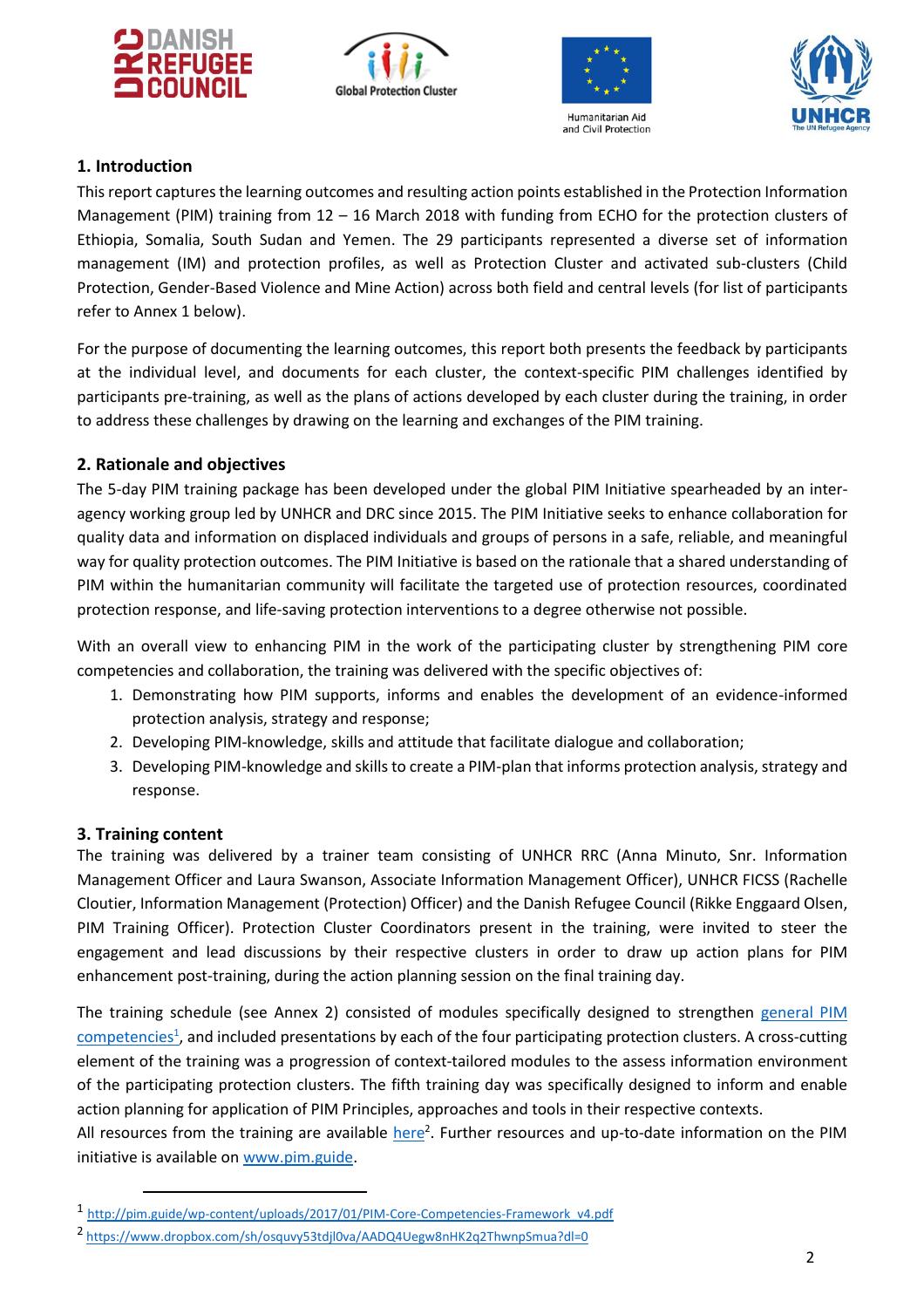## 1. Introduction

This report captures the learning outcomes and resulting action points established in the Protection Information Management (PIM) training from 12 – 16 March 2018 with funding from ECHO for the protection clusters of Ethiopia, Somalia, South Sudan and Yemen. The 29 participants represented a diverse set of information management (IM) and protection profiles, as well as Protection Cluster and activated sub-clusters (Child Protection, Gender-Based Violence and Mine Action) across both field and central levels (for list of participants refer to Annex 1 below).

For the purpose of documenting the learning outcomes, this report both presents the feedback by participants at the individual level, and documents for each cluster, the context-specific PIM challenges identified by participants pre-training, as well as the plans of actions developed by each cluster during the training, in order to address these challenges by drawing on the learning and exchanges of the PIM training.

## 2. Rationale and objectives

The 5-day PIM training package has been developed under the global PIM Initiative spearheaded by an inter-agency working group led by UNHCR and DRC since 2015. The PIM Initiative seeks to enhance collaboration for quality data and information on displaced individuals and groups of persons in a safe, reliable, and meaningful way for quality protection outcomes. The PIM Initiative is based on the rationale that a shared understanding of PIM within the humanitarian community will facilitate the targeted use of protection resources, coordinated protection response, and life-saving protection interventions to a degree otherwise not possible.

With an overall view to enhancing PIM in the work of the participating cluster by strengthening PIM core competencies and collaboration, the training was delivered with the specific objectives of:

1. Demonstrating how PIM supports, informs and enables the development of an evidence-informed protection analysis, strategy and response;
2. Developing PIM-knowledge, skills and attitude that facilitate dialogue and collaboration;
3. Developing PIM-knowledge and skills to create a PIM-plan that informs protection analysis, strategy and response.

## 3. Training content

The training was delivered by a trainer team consisting of UNHCR RRC (Anna Minuto, Snr. Information Management Officer and Laura Swanson, Associate Information Management Officer), UNHCR FICSS (Rachelle Cloutier, Information Management (Protection) Officer) and the Danish Refugee Council (Rikke Enggaard Olsen, PIM Training Officer). Protection Cluster Coordinators present in the training, were invited to steer the engagement and lead discussions by their respective clusters in order to draw up action plans for PIM enhancement post-training, during the action planning session on the final training day.

The training schedule (see Annex 2) consisted of modules specifically designed to strengthen general PIM competencies[1], and included presentations by each of the four participating protection clusters. A cross-cutting element of the training was a progression of context-tailored modules to the assess information environment of the participating protection clusters. The fifth training day was specifically designed to inform and enable action planning for application of PIM Principles, approaches and tools in their respective contexts.

All resources from the training are available here[2]. Further resources and up-to-date information on the PIM initiative is available on www.pim.guide.

---

[1] http://pim.guide/wp-content/uploads/2017/01/PIM-Core-Competencies-Framework_v4.pdf

[2] https://www.dropbox.com/sh/osquvy53tdjl0va/AADQ4Uegw8nHK2q2ThwnpSmua?dl=0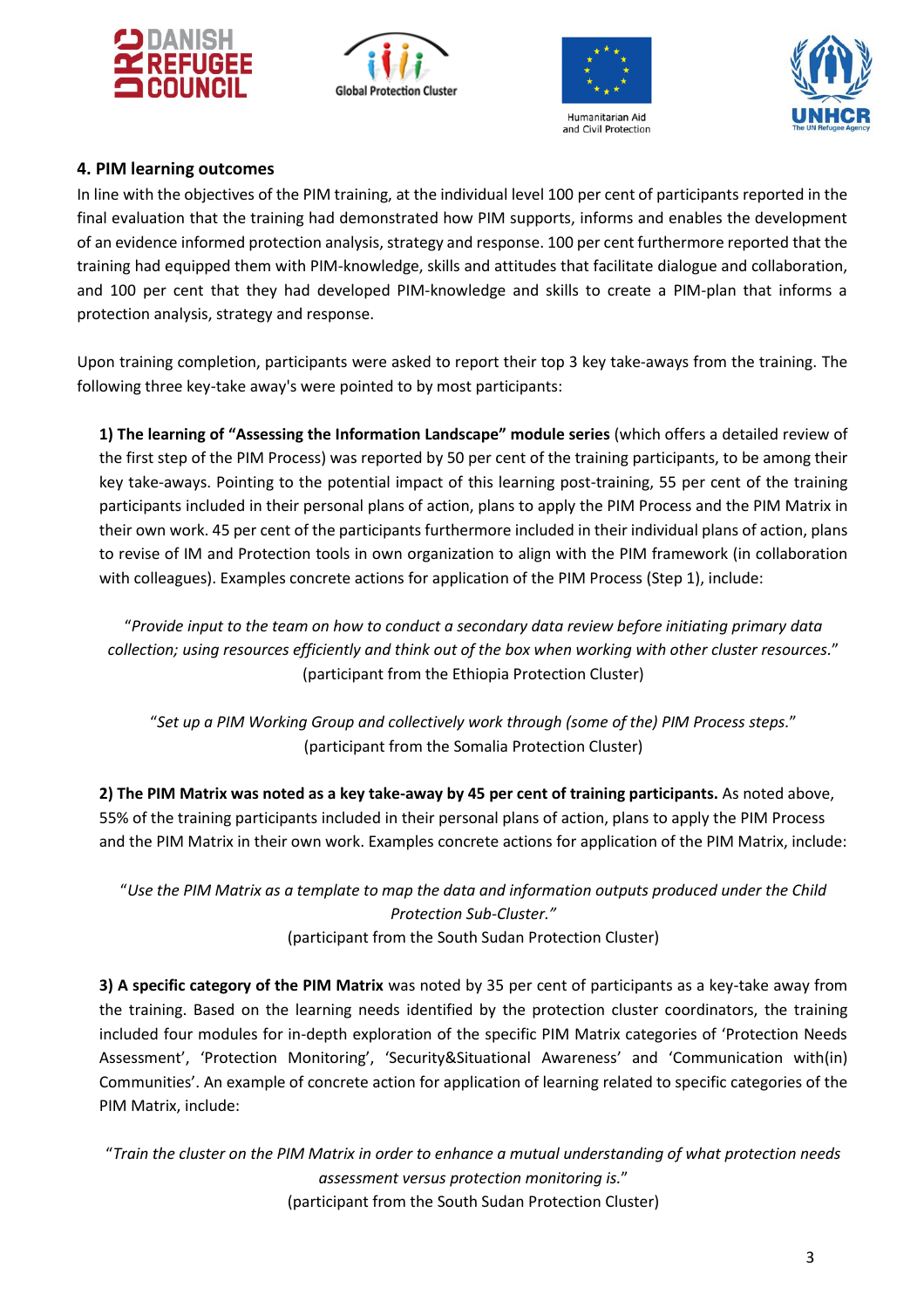## 4. PIM learning outcomes

In line with the objectives of the PIM training, at the individual level 100 per cent of participants reported in the final evaluation that the training had demonstrated how PIM supports, informs and enables the development of an evidence informed protection analysis, strategy and response. 100 per cent furthermore reported that the training had equipped them with PIM-knowledge, skills and attitudes that facilitate dialogue and collaboration, and 100 per cent that they had developed PIM-knowledge and skills to create a PIM-plan that informs a protection analysis, strategy and response.

Upon training completion, participants were asked to report their top 3 key take-aways from the training. The following three key-take away's were pointed to by most participants:

**1) The learning of "Assessing the Information Landscape" module series** (which offers a detailed review of the first step of the PIM Process) was reported by 50 per cent of the training participants, to be among their key take-aways. Pointing to the potential impact of this learning post-training, 55 per cent of the training participants included in their personal plans of action, plans to apply the PIM Process and the PIM Matrix in their own work. 45 per cent of the participants furthermore included in their individual plans of action, plans to revise of IM and Protection tools in own organization to align with the PIM framework (in collaboration with colleagues). Examples concrete actions for application of the PIM Process (Step 1), include:

"*Provide input to the team on how to conduct a secondary data review before initiating primary data collection; using resources efficiently and think out of the box when working with other cluster resources.*"
(participant from the Ethiopia Protection Cluster)

"*Set up a PIM Working Group and collectively work through (some of the) PIM Process steps.*"
(participant from the Somalia Protection Cluster)

**2) The PIM Matrix was noted as a key take-away by 45 per cent of training participants.** As noted above, 55% of the training participants included in their personal plans of action, plans to apply the PIM Process and the PIM Matrix in their own work. Examples concrete actions for application of the PIM Matrix, include:

"*Use the PIM Matrix as a template to map the data and information outputs produced under the Child Protection Sub-Cluster.*"
(participant from the South Sudan Protection Cluster)

**3) A specific category of the PIM Matrix** was noted by 35 per cent of participants as a key-take away from the training. Based on the learning needs identified by the protection cluster coordinators, the training included four modules for in-depth exploration of the specific PIM Matrix categories of 'Protection Needs Assessment', 'Protection Monitoring', 'Security&Situational Awareness' and 'Communication with(in) Communities'. An example of concrete action for application of learning related to specific categories of the PIM Matrix, include:

"*Train the cluster on the PIM Matrix in order to enhance a mutual understanding of what protection needs assessment versus protection monitoring is.*"
(participant from the South Sudan Protection Cluster)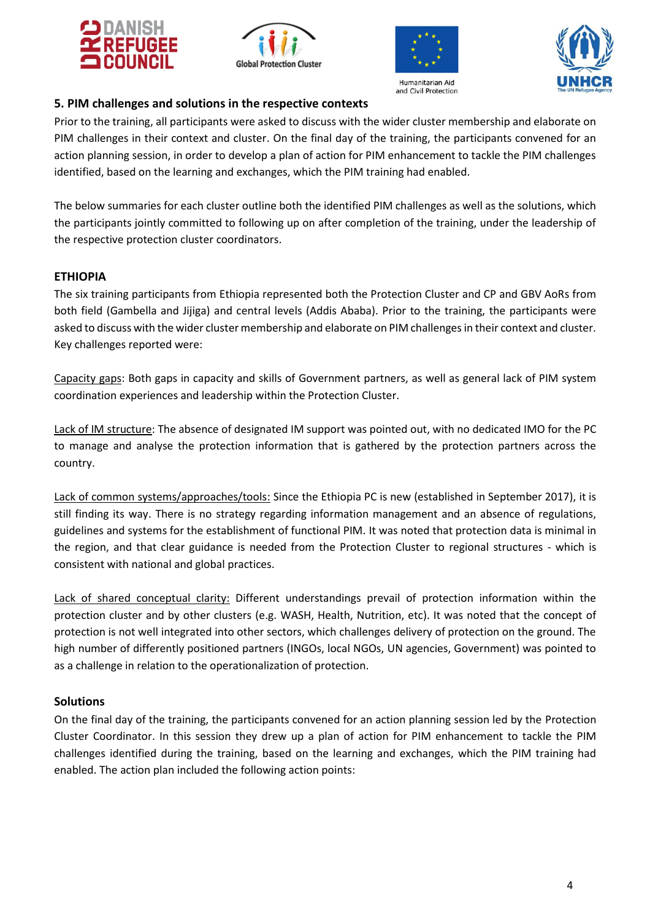## 5. PIM challenges and solutions in the respective contexts

Prior to the training, all participants were asked to discuss with the wider cluster membership and elaborate on PIM challenges in their context and cluster. On the final day of the training, the participants convened for an action planning session, in order to develop a plan of action for PIM enhancement to tackle the PIM challenges identified, based on the learning and exchanges, which the PIM training had enabled.

The below summaries for each cluster outline both the identified PIM challenges as well as the solutions, which the participants jointly committed to following up on after completion of the training, under the leadership of the respective protection cluster coordinators.

### ETHIOPIA

The six training participants from Ethiopia represented both the Protection Cluster and CP and GBV AoRs from both field (Gambella and Jijiga) and central levels (Addis Ababa). Prior to the training, the participants were asked to discuss with the wider cluster membership and elaborate on PIM challenges in their context and cluster. Key challenges reported were:

<u>Capacity gaps</u>: Both gaps in capacity and skills of Government partners, as well as general lack of PIM system coordination experiences and leadership within the Protection Cluster.

<u>Lack of IM structure</u>: The absence of designated IM support was pointed out, with no dedicated IMO for the PC to manage and analyse the protection information that is gathered by the protection partners across the country.

<u>Lack of common systems/approaches/tools:</u> Since the Ethiopia PC is new (established in September 2017), it is still finding its way. There is no strategy regarding information management and an absence of regulations, guidelines and systems for the establishment of functional PIM. It was noted that protection data is minimal in the region, and that clear guidance is needed from the Protection Cluster to regional structures - which is consistent with national and global practices.

<u>Lack of shared conceptual clarity:</u> Different understandings prevail of protection information within the protection cluster and by other clusters (e.g. WASH, Health, Nutrition, etc). It was noted that the concept of protection is not well integrated into other sectors, which challenges delivery of protection on the ground. The high number of differently positioned partners (INGOs, local NGOs, UN agencies, Government) was pointed to as a challenge in relation to the operationalization of protection.

### Solutions

On the final day of the training, the participants convened for an action planning session led by the Protection Cluster Coordinator. In this session they drew up a plan of action for PIM enhancement to tackle the PIM challenges identified during the training, based on the learning and exchanges, which the PIM training had enabled. The action plan included the following action points: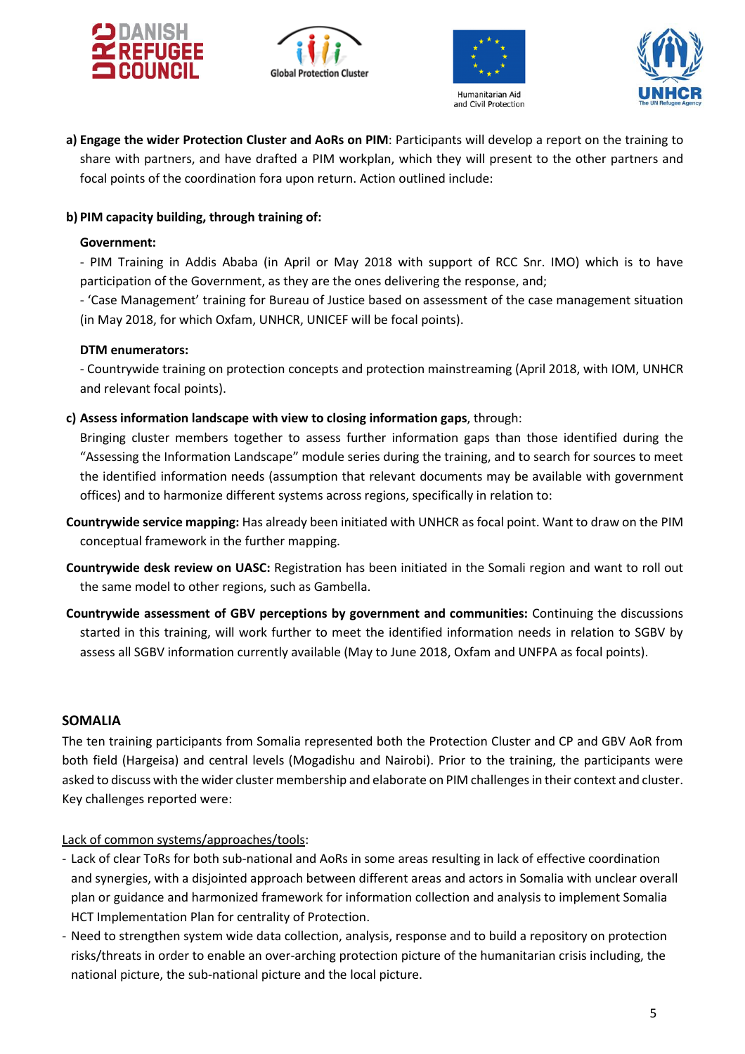**a) Engage the wider Protection Cluster and AoRs on PIM**: Participants will develop a report on the training to share with partners, and have drafted a PIM workplan, which they will present to the other partners and focal points of the coordination fora upon return. Action outlined include:

**b) PIM capacity building, through training of:**

**Government:**

- PIM Training in Addis Ababa (in April or May 2018 with support of RCC Snr. IMO) which is to have participation of the Government, as they are the ones delivering the response, and;
- 'Case Management' training for Bureau of Justice based on assessment of the case management situation (in May 2018, for which Oxfam, UNHCR, UNICEF will be focal points).

**DTM enumerators:**

- Countrywide training on protection concepts and protection mainstreaming (April 2018, with IOM, UNHCR and relevant focal points).

**c) Assess information landscape with view to closing information gaps**, through:

Bringing cluster members together to assess further information gaps than those identified during the "Assessing the Information Landscape" module series during the training, and to search for sources to meet the identified information needs (assumption that relevant documents may be available with government offices) and to harmonize different systems across regions, specifically in relation to:

**Countrywide service mapping:** Has already been initiated with UNHCR as focal point. Want to draw on the PIM conceptual framework in the further mapping.

**Countrywide desk review on UASC:** Registration has been initiated in the Somali region and want to roll out the same model to other regions, such as Gambella.

**Countrywide assessment of GBV perceptions by government and communities:** Continuing the discussions started in this training, will work further to meet the identified information needs in relation to SGBV by assess all SGBV information currently available (May to June 2018, Oxfam and UNFPA as focal points).

## SOMALIA

The ten training participants from Somalia represented both the Protection Cluster and CP and GBV AoR from both field (Hargeisa) and central levels (Mogadishu and Nairobi). Prior to the training, the participants were asked to discuss with the wider cluster membership and elaborate on PIM challenges in their context and cluster. Key challenges reported were:

Lack of common systems/approaches/tools:

- Lack of clear ToRs for both sub-national and AoRs in some areas resulting in lack of effective coordination and synergies, with a disjointed approach between different areas and actors in Somalia with unclear overall plan or guidance and harmonized framework for information collection and analysis to implement Somalia HCT Implementation Plan for centrality of Protection.
- Need to strengthen system wide data collection, analysis, response and to build a repository on protection risks/threats in order to enable an over-arching protection picture of the humanitarian crisis including, the national picture, the sub-national picture and the local picture.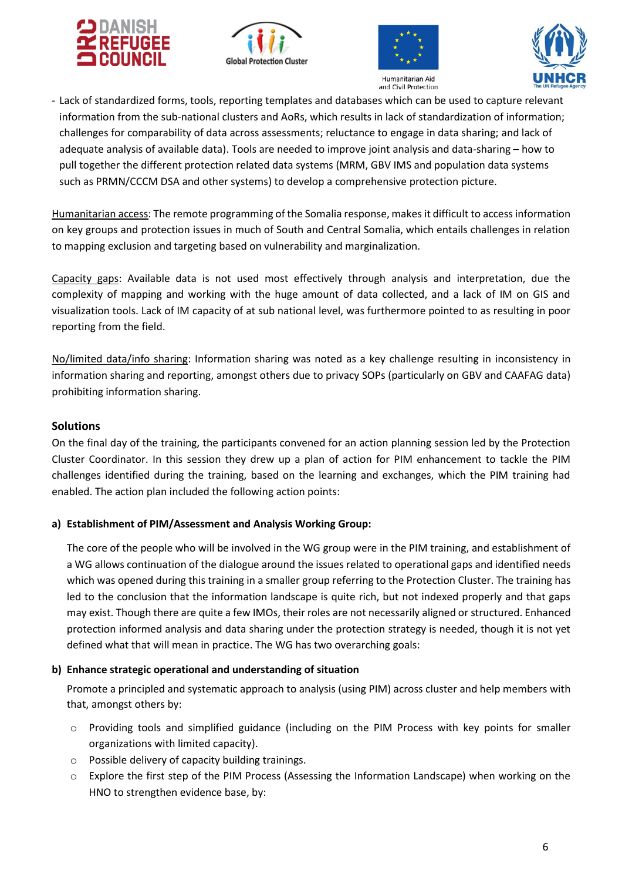- Lack of standardized forms, tools, reporting templates and databases which can be used to capture relevant information from the sub-national clusters and AoRs, which results in lack of standardization of information; challenges for comparability of data across assessments; reluctance to engage in data sharing; and lack of adequate analysis of available data). Tools are needed to improve joint analysis and data-sharing – how to pull together the different protection related data systems (MRM, GBV IMS and population data systems such as PRMN/CCCM DSA and other systems) to develop a comprehensive protection picture.

Humanitarian access: The remote programming of the Somalia response, makes it difficult to access information on key groups and protection issues in much of South and Central Somalia, which entails challenges in relation to mapping exclusion and targeting based on vulnerability and marginalization.

Capacity gaps: Available data is not used most effectively through analysis and interpretation, due the complexity of mapping and working with the huge amount of data collected, and a lack of IM on GIS and visualization tools. Lack of IM capacity of at sub national level, was furthermore pointed to as resulting in poor reporting from the field.

No/limited data/info sharing: Information sharing was noted as a key challenge resulting in inconsistency in information sharing and reporting, amongst others due to privacy SOPs (particularly on GBV and CAAFAG data) prohibiting information sharing.

### Solutions

On the final day of the training, the participants convened for an action planning session led by the Protection Cluster Coordinator. In this session they drew up a plan of action for PIM enhancement to tackle the PIM challenges identified during the training, based on the learning and exchanges, which the PIM training had enabled. The action plan included the following action points:

#### a) Establishment of PIM/Assessment and Analysis Working Group:

The core of the people who will be involved in the WG group were in the PIM training, and establishment of a WG allows continuation of the dialogue around the issues related to operational gaps and identified needs which was opened during this training in a smaller group referring to the Protection Cluster. The training has led to the conclusion that the information landscape is quite rich, but not indexed properly and that gaps may exist. Though there are quite a few IMOs, their roles are not necessarily aligned or structured. Enhanced protection informed analysis and data sharing under the protection strategy is needed, though it is not yet defined what that will mean in practice. The WG has two overarching goals:

#### b) Enhance strategic operational and understanding of situation

Promote a principled and systematic approach to analysis (using PIM) across cluster and help members with that, amongst others by:

- Providing tools and simplified guidance (including on the PIM Process with key points for smaller organizations with limited capacity).
- Possible delivery of capacity building trainings.
- Explore the first step of the PIM Process (Assessing the Information Landscape) when working on the HNO to strengthen evidence base, by: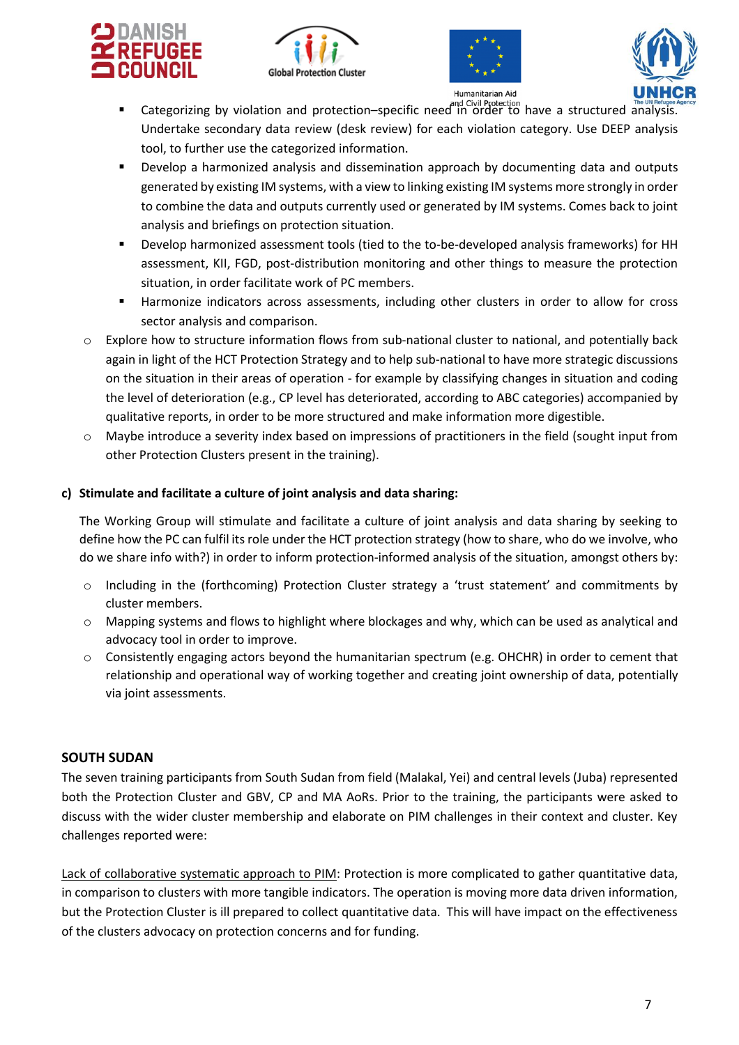- Categorizing by violation and protection–specific need in order to have a structured analysis. Undertake secondary data review (desk review) for each violation category. Use DEEP analysis tool, to further use the categorized information.
    - Develop a harmonized analysis and dissemination approach by documenting data and outputs generated by existing IM systems, with a view to linking existing IM systems more strongly in order to combine the data and outputs currently used or generated by IM systems. Comes back to joint analysis and briefings on protection situation.
    - Develop harmonized assessment tools (tied to the to-be-developed analysis frameworks) for HH assessment, KII, FGD, post-distribution monitoring and other things to measure the protection situation, in order facilitate work of PC members.
    - Harmonize indicators across assessments, including other clusters in order to allow for cross sector analysis and comparison.
- Explore how to structure information flows from sub-national cluster to national, and potentially back again in light of the HCT Protection Strategy and to help sub-national to have more strategic discussions on the situation in their areas of operation - for example by classifying changes in situation and coding the level of deterioration (e.g., CP level has deteriorated, according to ABC categories) accompanied by qualitative reports, in order to be more structured and make information more digestible.
- Maybe introduce a severity index based on impressions of practitioners in the field (sought input from other Protection Clusters present in the training).

**c) Stimulate and facilitate a culture of joint analysis and data sharing:**

The Working Group will stimulate and facilitate a culture of joint analysis and data sharing by seeking to define how the PC can fulfil its role under the HCT protection strategy (how to share, who do we involve, who do we share info with?) in order to inform protection-informed analysis of the situation, amongst others by:

- Including in the (forthcoming) Protection Cluster strategy a 'trust statement' and commitments by cluster members.
- Mapping systems and flows to highlight where blockages and why, which can be used as analytical and advocacy tool in order to improve.
- Consistently engaging actors beyond the humanitarian spectrum (e.g. OHCHR) in order to cement that relationship and operational way of working together and creating joint ownership of data, potentially via joint assessments.

## SOUTH SUDAN

The seven training participants from South Sudan from field (Malakal, Yei) and central levels (Juba) represented both the Protection Cluster and GBV, CP and MA AoRs. Prior to the training, the participants were asked to discuss with the wider cluster membership and elaborate on PIM challenges in their context and cluster. Key challenges reported were:

<u>Lack of collaborative systematic approach to PIM</u>: Protection is more complicated to gather quantitative data, in comparison to clusters with more tangible indicators. The operation is moving more data driven information, but the Protection Cluster is ill prepared to collect quantitative data. This will have impact on the effectiveness of the clusters advocacy on protection concerns and for funding.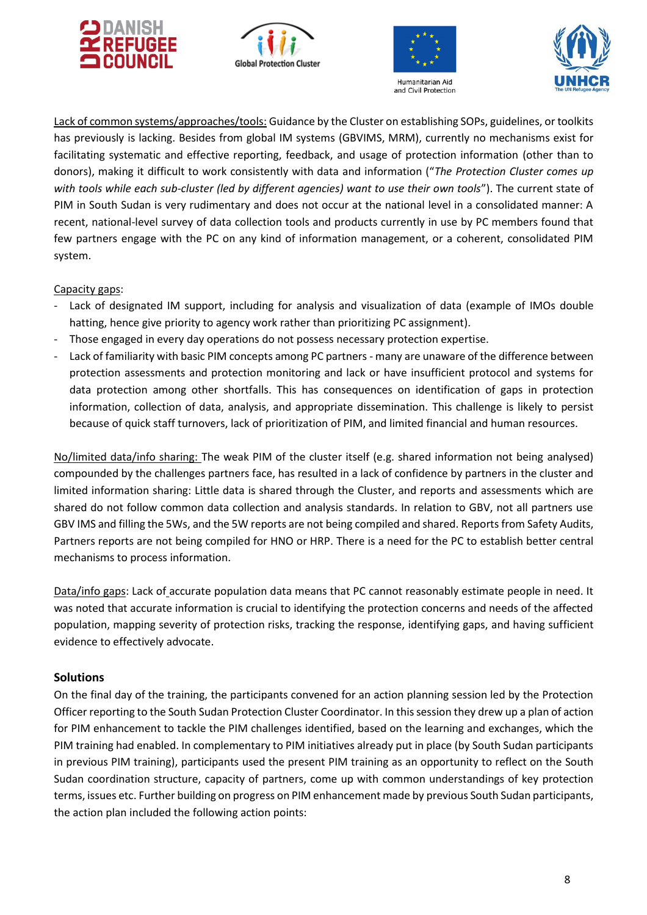Lack of common systems/approaches/tools: Guidance by the Cluster on establishing SOPs, guidelines, or toolkits has previously is lacking. Besides from global IM systems (GBVIMS, MRM), currently no mechanisms exist for facilitating systematic and effective reporting, feedback, and usage of protection information (other than to donors), making it difficult to work consistently with data and information ("*The Protection Cluster comes up with tools while each sub-cluster (led by different agencies) want to use their own tools*"). The current state of PIM in South Sudan is very rudimentary and does not occur at the national level in a consolidated manner: A recent, national-level survey of data collection tools and products currently in use by PC members found that few partners engage with the PC on any kind of information management, or a coherent, consolidated PIM system.

Capacity gaps:

- Lack of designated IM support, including for analysis and visualization of data (example of IMOs double hatting, hence give priority to agency work rather than prioritizing PC assignment).
- Those engaged in every day operations do not possess necessary protection expertise.
- Lack of familiarity with basic PIM concepts among PC partners - many are unaware of the difference between protection assessments and protection monitoring and lack or have insufficient protocol and systems for data protection among other shortfalls. This has consequences on identification of gaps in protection information, collection of data, analysis, and appropriate dissemination. This challenge is likely to persist because of quick staff turnovers, lack of prioritization of PIM, and limited financial and human resources.

No/limited data/info sharing: The weak PIM of the cluster itself (e.g. shared information not being analysed) compounded by the challenges partners face, has resulted in a lack of confidence by partners in the cluster and limited information sharing: Little data is shared through the Cluster, and reports and assessments which are shared do not follow common data collection and analysis standards. In relation to GBV, not all partners use GBV IMS and filling the 5Ws, and the 5W reports are not being compiled and shared. Reports from Safety Audits, Partners reports are not being compiled for HNO or HRP. There is a need for the PC to establish better central mechanisms to process information.

Data/info gaps: Lack of accurate population data means that PC cannot reasonably estimate people in need. It was noted that accurate information is crucial to identifying the protection concerns and needs of the affected population, mapping severity of protection risks, tracking the response, identifying gaps, and having sufficient evidence to effectively advocate.

## Solutions

On the final day of the training, the participants convened for an action planning session led by the Protection Officer reporting to the South Sudan Protection Cluster Coordinator. In this session they drew up a plan of action for PIM enhancement to tackle the PIM challenges identified, based on the learning and exchanges, which the PIM training had enabled. In complementary to PIM initiatives already put in place (by South Sudan participants in previous PIM training), participants used the present PIM training as an opportunity to reflect on the South Sudan coordination structure, capacity of partners, come up with common understandings of key protection terms, issues etc. Further building on progress on PIM enhancement made by previous South Sudan participants, the action plan included the following action points: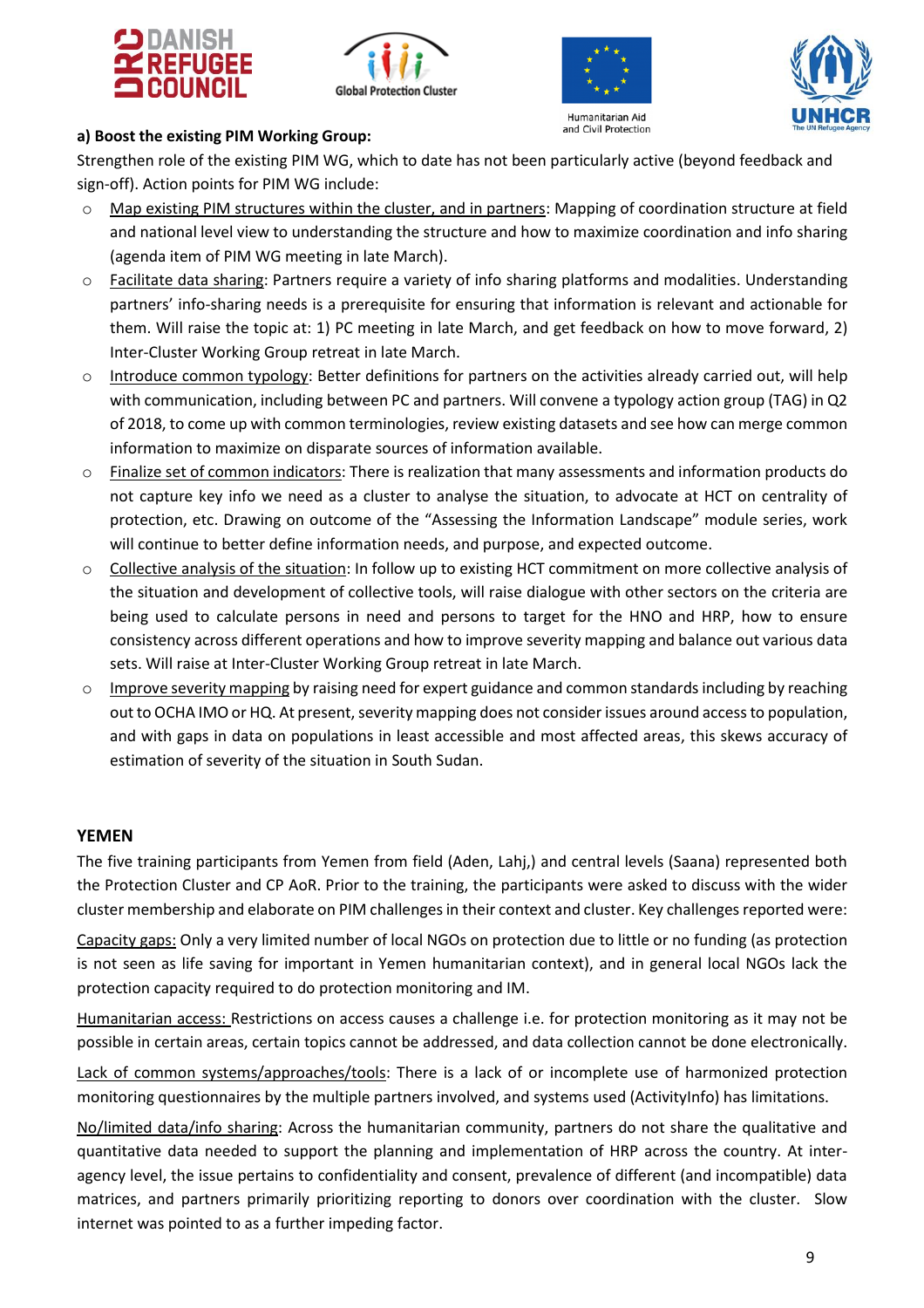**a) Boost the existing PIM Working Group:**

Strengthen role of the existing PIM WG, which to date has not been particularly active (beyond feedback and sign-off). Action points for PIM WG include:

- Map existing PIM structures within the cluster, and in partners: Mapping of coordination structure at field and national level view to understanding the structure and how to maximize coordination and info sharing (agenda item of PIM WG meeting in late March).
- Facilitate data sharing: Partners require a variety of info sharing platforms and modalities. Understanding partners' info-sharing needs is a prerequisite for ensuring that information is relevant and actionable for them. Will raise the topic at: 1) PC meeting in late March, and get feedback on how to move forward, 2) Inter-Cluster Working Group retreat in late March.
- Introduce common typology: Better definitions for partners on the activities already carried out, will help with communication, including between PC and partners. Will convene a typology action group (TAG) in Q2 of 2018, to come up with common terminologies, review existing datasets and see how can merge common information to maximize on disparate sources of information available.
- Finalize set of common indicators: There is realization that many assessments and information products do not capture key info we need as a cluster to analyse the situation, to advocate at HCT on centrality of protection, etc. Drawing on outcome of the "Assessing the Information Landscape" module series, work will continue to better define information needs, and purpose, and expected outcome.
- Collective analysis of the situation: In follow up to existing HCT commitment on more collective analysis of the situation and development of collective tools, will raise dialogue with other sectors on the criteria are being used to calculate persons in need and persons to target for the HNO and HRP, how to ensure consistency across different operations and how to improve severity mapping and balance out various data sets. Will raise at Inter-Cluster Working Group retreat in late March.
- Improve severity mapping by raising need for expert guidance and common standards including by reaching out to OCHA IMO or HQ. At present, severity mapping does not consider issues around access to population, and with gaps in data on populations in least accessible and most affected areas, this skews accuracy of estimation of severity of the situation in South Sudan.

**YEMEN**

The five training participants from Yemen from field (Aden, Lahj,) and central levels (Saana) represented both the Protection Cluster and CP AoR. Prior to the training, the participants were asked to discuss with the wider cluster membership and elaborate on PIM challenges in their context and cluster. Key challenges reported were:

Capacity gaps: Only a very limited number of local NGOs on protection due to little or no funding (as protection is not seen as life saving for important in Yemen humanitarian context), and in general local NGOs lack the protection capacity required to do protection monitoring and IM.

Humanitarian access: Restrictions on access causes a challenge i.e. for protection monitoring as it may not be possible in certain areas, certain topics cannot be addressed, and data collection cannot be done electronically.

Lack of common systems/approaches/tools: There is a lack of or incomplete use of harmonized protection monitoring questionnaires by the multiple partners involved, and systems used (ActivityInfo) has limitations.

No/limited data/info sharing: Across the humanitarian community, partners do not share the qualitative and quantitative data needed to support the planning and implementation of HRP across the country. At inter-agency level, the issue pertains to confidentiality and consent, prevalence of different (and incompatible) data matrices, and partners primarily prioritizing reporting to donors over coordination with the cluster. Slow internet was pointed to as a further impeding factor.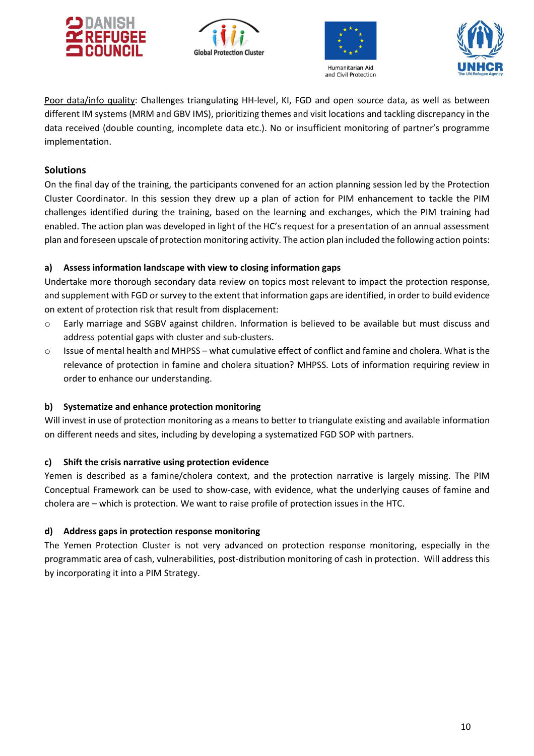Poor data/info quality: Challenges triangulating HH-level, KI, FGD and open source data, as well as between different IM systems (MRM and GBV IMS), prioritizing themes and visit locations and tackling discrepancy in the data received (double counting, incomplete data etc.). No or insufficient monitoring of partner's programme implementation.

## Solutions

On the final day of the training, the participants convened for an action planning session led by the Protection Cluster Coordinator. In this session they drew up a plan of action for PIM enhancement to tackle the PIM challenges identified during the training, based on the learning and exchanges, which the PIM training had enabled. The action plan was developed in light of the HC's request for a presentation of an annual assessment plan and foreseen upscale of protection monitoring activity. The action plan included the following action points:

### a) Assess information landscape with view to closing information gaps

Undertake more thorough secondary data review on topics most relevant to impact the protection response, and supplement with FGD or survey to the extent that information gaps are identified, in order to build evidence on extent of protection risk that result from displacement:

- Early marriage and SGBV against children. Information is believed to be available but must discuss and address potential gaps with cluster and sub-clusters.
- Issue of mental health and MHPSS – what cumulative effect of conflict and famine and cholera. What is the relevance of protection in famine and cholera situation? MHPSS. Lots of information requiring review in order to enhance our understanding.

### b) Systematize and enhance protection monitoring

Will invest in use of protection monitoring as a means to better to triangulate existing and available information on different needs and sites, including by developing a systematized FGD SOP with partners.

### c) Shift the crisis narrative using protection evidence

Yemen is described as a famine/cholera context, and the protection narrative is largely missing. The PIM Conceptual Framework can be used to show-case, with evidence, what the underlying causes of famine and cholera are – which is protection. We want to raise profile of protection issues in the HTC.

### d) Address gaps in protection response monitoring

The Yemen Protection Cluster is not very advanced on protection response monitoring, especially in the programmatic area of cash, vulnerabilities, post-distribution monitoring of cash in protection. Will address this by incorporating it into a PIM Strategy.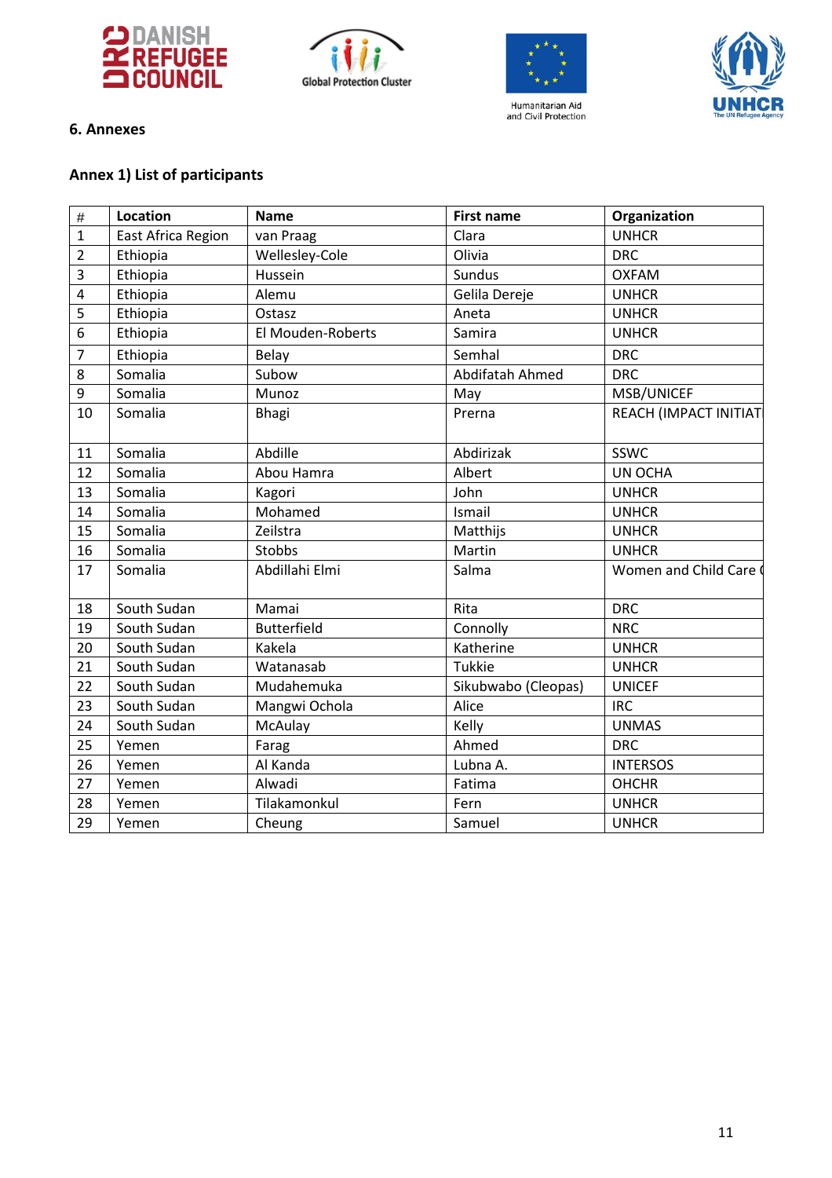## 6. Annexes

### Annex 1) List of participants

| # | Location | Name | First name | Organization |
|---|---|---|---|---|
| 1 | East Africa Region | van Praag | Clara | UNHCR |
| 2 | Ethiopia | Wellesley-Cole | Olivia | DRC |
| 3 | Ethiopia | Hussein | Sundus | OXFAM |
| 4 | Ethiopia | Alemu | Gelila Dereje | UNHCR |
| 5 | Ethiopia | Ostasz | Aneta | UNHCR |
| 6 | Ethiopia | El Mouden-Roberts | Samira | UNHCR |
| 7 | Ethiopia | Belay | Semhal | DRC |
| 8 | Somalia | Subow | Abdifatah Ahmed | DRC |
| 9 | Somalia | Munoz | May | MSB/UNICEF |
| 10 | Somalia | Bhagi | Prerna | REACH (IMPACT INITIAT |
| 11 | Somalia | Abdille | Abdirizak | SSWC |
| 12 | Somalia | Abou Hamra | Albert | UN OCHA |
| 13 | Somalia | Kagori | John | UNHCR |
| 14 | Somalia | Mohamed | Ismail | UNHCR |
| 15 | Somalia | Zeilstra | Matthijs | UNHCR |
| 16 | Somalia | Stobbs | Martin | UNHCR |
| 17 | Somalia | Abdillahi Elmi | Salma | Women and Child Care ( |
| 18 | South Sudan | Mamai | Rita | DRC |
| 19 | South Sudan | Butterfield | Connolly | NRC |
| 20 | South Sudan | Kakela | Katherine | UNHCR |
| 21 | South Sudan | Watanasab | Tukkie | UNHCR |
| 22 | South Sudan | Mudahemuka | Sikubwabo (Cleopas) | UNICEF |
| 23 | South Sudan | Mangwi Ochola | Alice | IRC |
| 24 | South Sudan | McAulay | Kelly | UNMAS |
| 25 | Yemen | Farag | Ahmed | DRC |
| 26 | Yemen | Al Kanda | Lubna A. | INTERSOS |
| 27 | Yemen | Alwadi | Fatima | OHCHR |
| 28 | Yemen | Tilakamonkul | Fern | UNHCR |
| 29 | Yemen | Cheung | Samuel | UNHCR |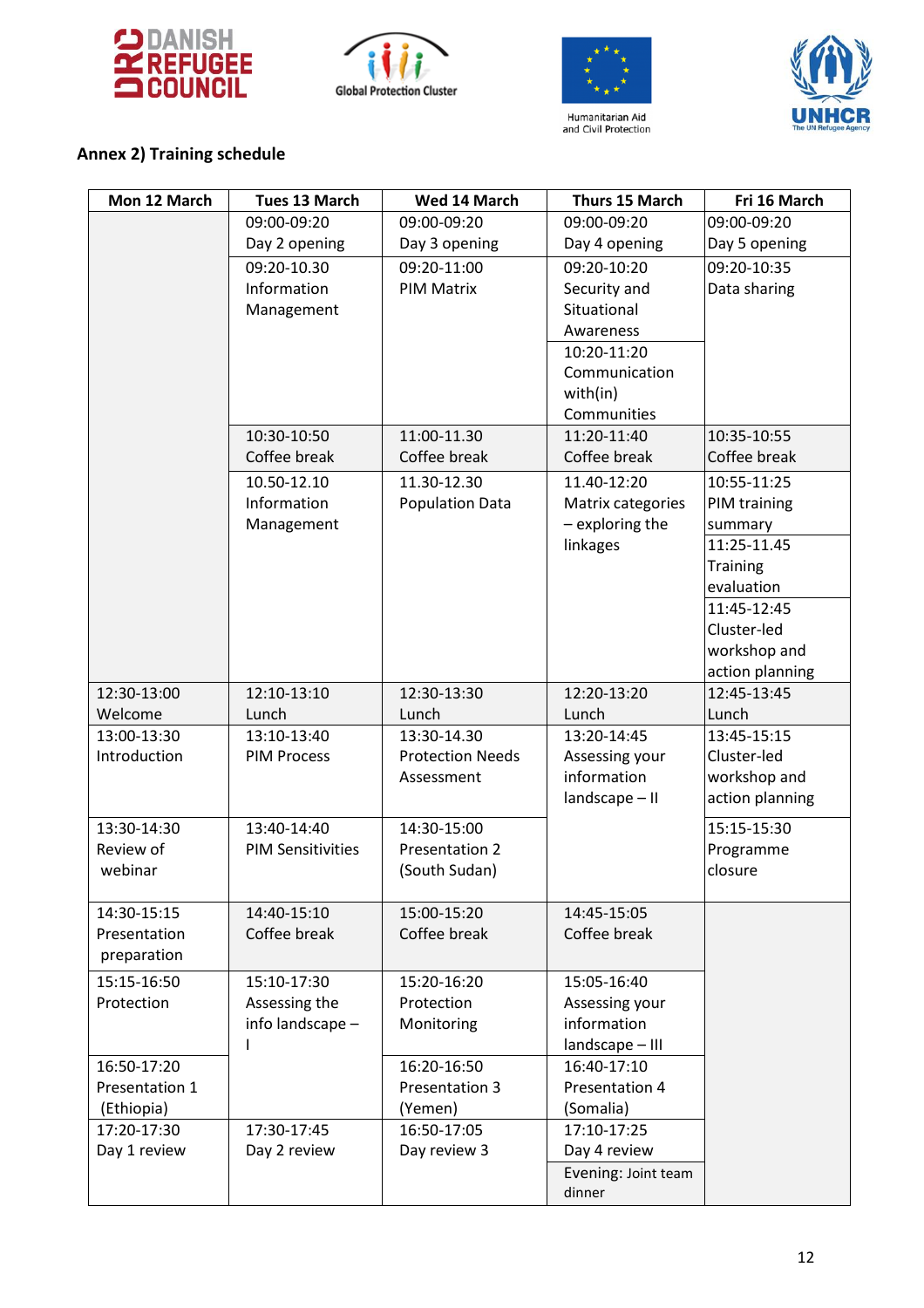**Annex 2) Training schedule**

| Mon 12 March | Tues 13 March | Wed 14 March | Thurs 15 March | Fri 16 March |
|---|---|---|---|---|
| | 09:00-09:20 Day 2 opening | 09:00-09:20 Day 3 opening | 09:00-09:20 Day 4 opening | 09:00-09:20 Day 5 opening |
| | 09:20-10.30 Information Management | 09:20-11:00 PIM Matrix | 09:20-10:20 Security and Situational Awareness | 09:20-10:35 Data sharing |
| | | | 10:20-11:20 Communication with(in) Communities | |
| | 10:30-10:50 Coffee break | 11:00-11.30 Coffee break | 11:20-11:40 Coffee break | 10:35-10:55 Coffee break |
| | 10.50-12.10 Information Management | 11.30-12.30 Population Data | 11.40-12:20 Matrix categories – exploring the linkages | 10:55-11:25 PIM training summary |
| | | | | 11:25-11.45 Training evaluation |
| | | | | 11:45-12:45 Cluster-led workshop and action planning |
| 12:30-13:00 Welcome | 12:10-13:10 Lunch | 12:30-13:30 Lunch | 12:20-13:20 Lunch | 12:45-13:45 Lunch |
| 13:00-13:30 Introduction | 13:10-13:40 PIM Process | 13:30-14.30 Protection Needs Assessment | 13:20-14:45 Assessing your information landscape – II | 13:45-15:15 Cluster-led workshop and action planning |
| 13:30-14:30 Review of webinar | 13:40-14:40 PIM Sensitivities | 14:30-15:00 Presentation 2 (South Sudan) | | 15:15-15:30 Programme closure |
| 14:30-15:15 Presentation preparation | 14:40-15:10 Coffee break | 15:00-15:20 Coffee break | 14:45-15:05 Coffee break | |
| 15:15-16:50 Protection | 15:10-17:30 Assessing the info landscape – I | 15:20-16:20 Protection Monitoring | 15:05-16:40 Assessing your information landscape – III | |
| 16:50-17:20 Presentation 1 (Ethiopia) | | 16:20-16:50 Presentation 3 (Yemen) | 16:40-17:10 Presentation 4 (Somalia) | |
| 17:20-17:30 Day 1 review | 17:30-17:45 Day 2 review | 16:50-17:05 Day review 3 | 17:10-17:25 Day 4 review | |
| | | | Evening: Joint team dinner | |